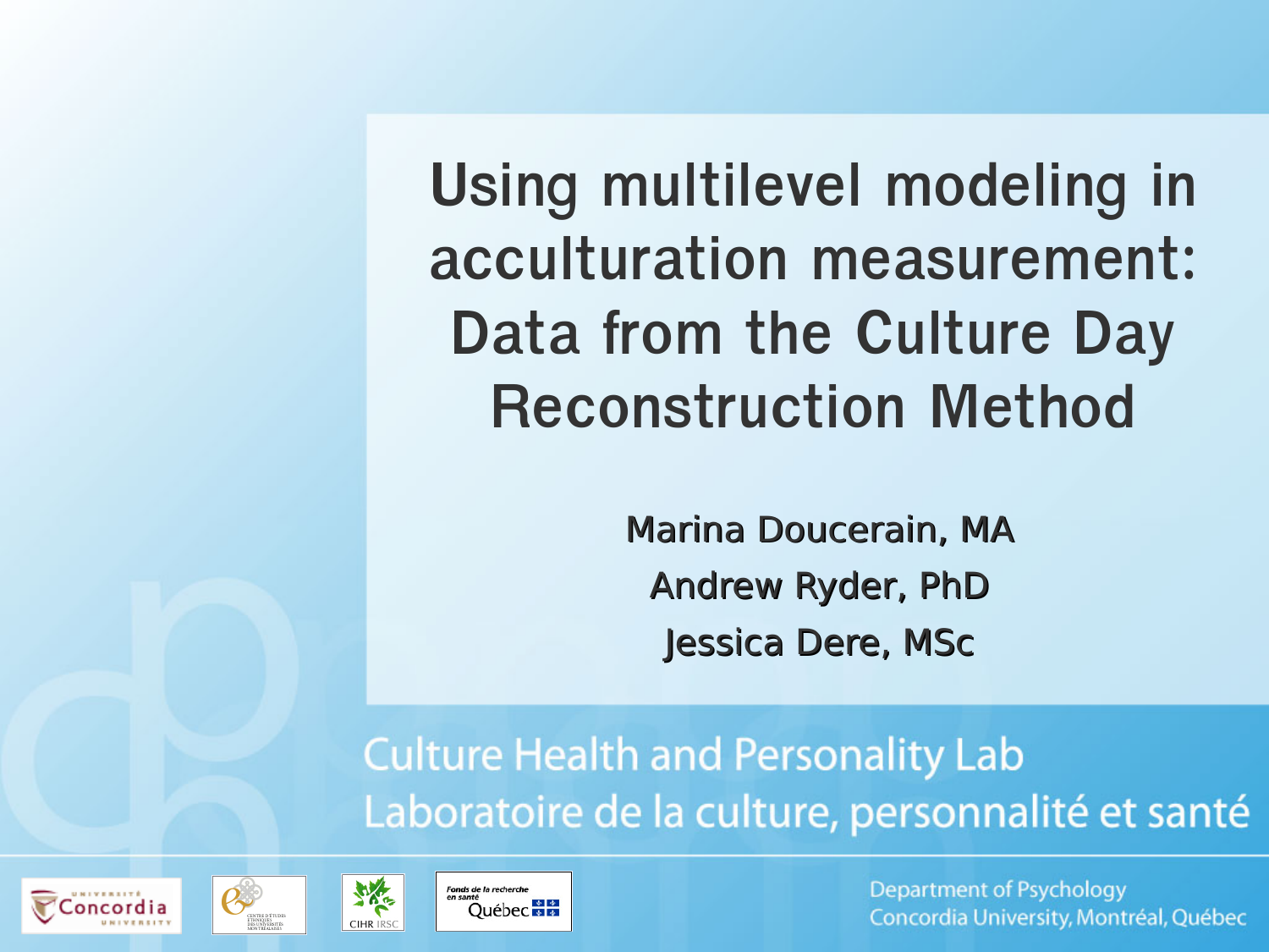# Using multilevel modeling in acculturation measurement: Data from the Culture Day Reconstruction Method

Marina Doucerain, MA

Andrew Ryder, PhD

Jessica Dere, MSc

Culture Health and Personality Lab

Laboratoire de la culture, personnalité et santé

Department of Psychology

Concordia University, Montréal, Québec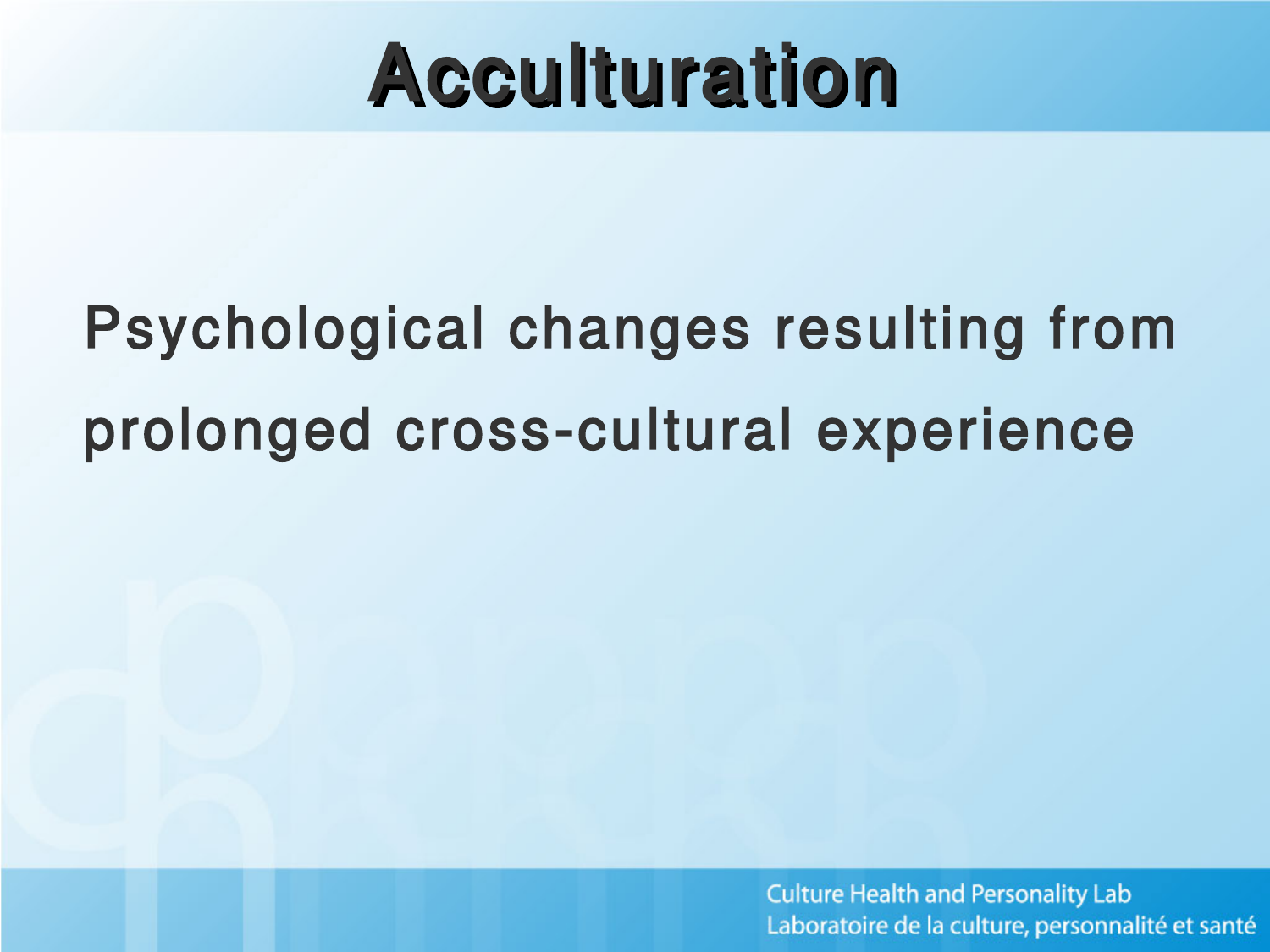# Acculturation

Psychological changes resulting from prolonged cross-cultural experience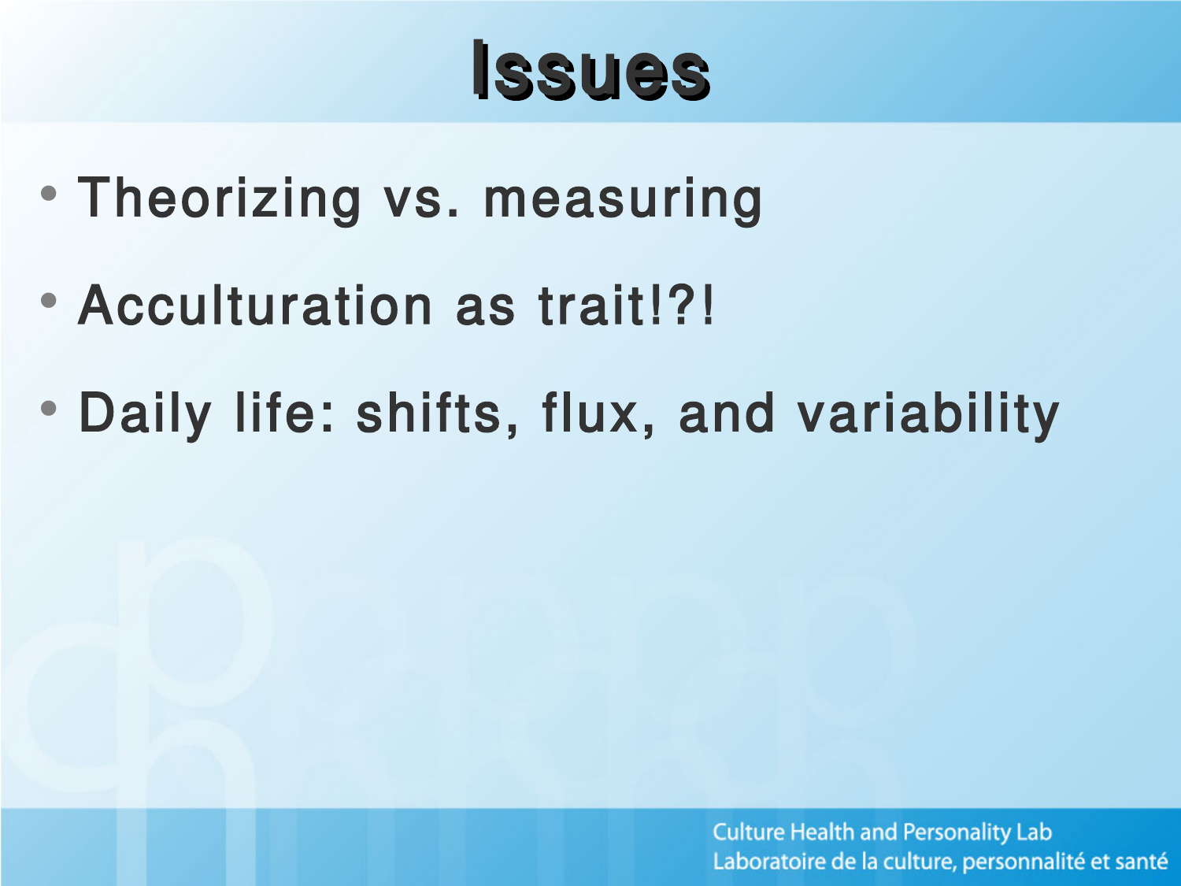# Issues

- Theorizing vs. measuring
- Acculturation as trait!?!
- Daily life: shifts, flux, and variability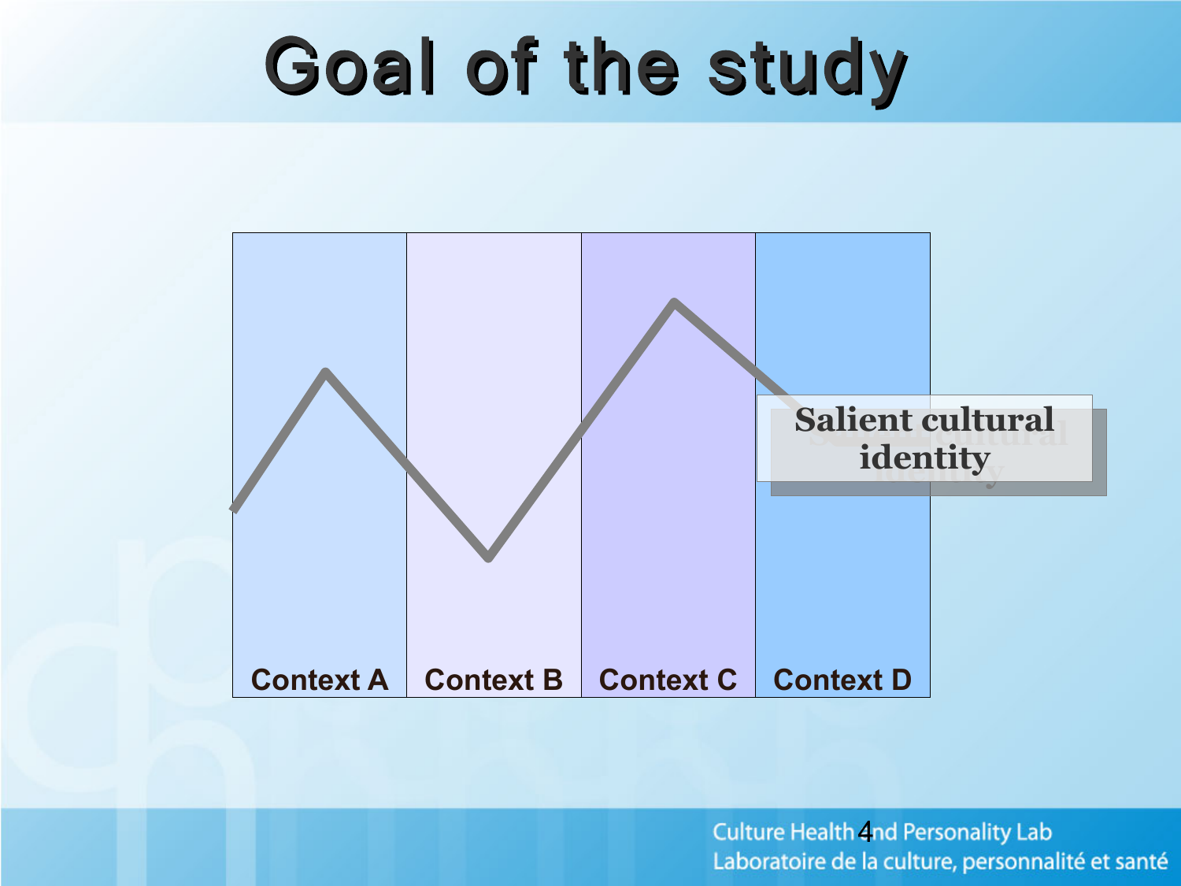# Goal of the study

Salient cultural identity

Context A | Context B | Context C | Context D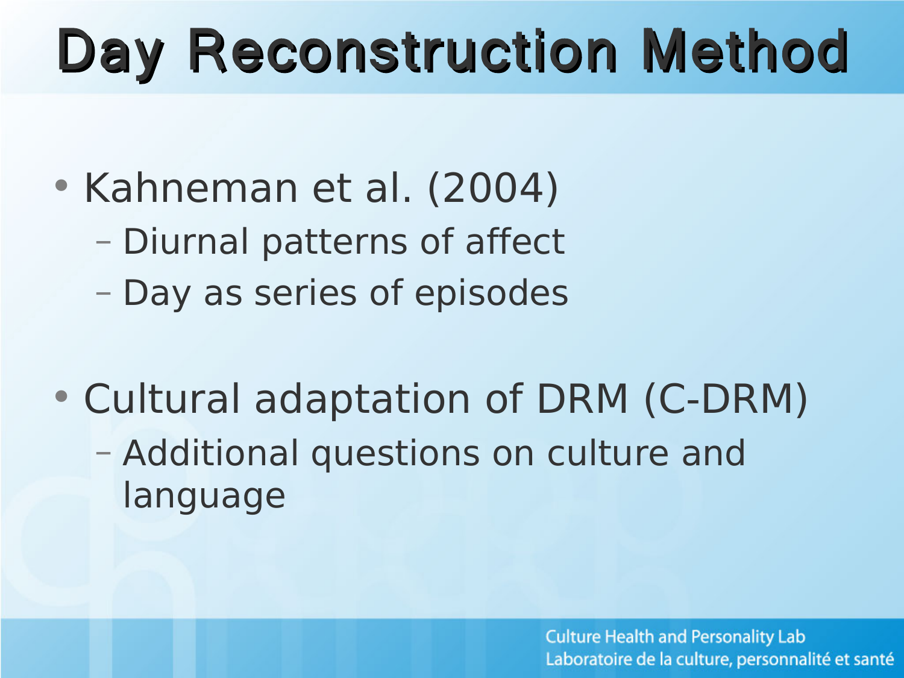# Day Reconstruction Method

- Kahneman et al. (2004)
  - Diurnal patterns of affect
  - Day as series of episodes
- Cultural adaptation of DRM (C-DRM)
  - Additional questions on culture and language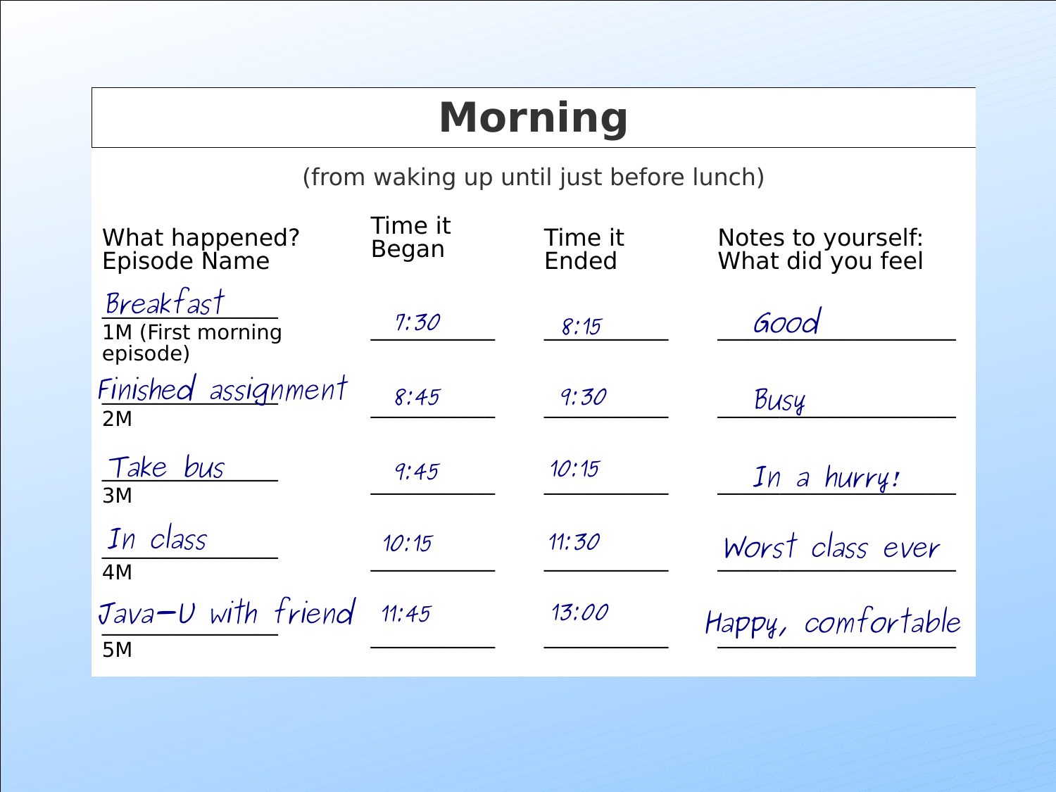# Morning

(from waking up until just before lunch)

| What happened? Episode Name | Time it Began | Time it Ended | Notes to yourself: What did you feel |
|---|---|---|---|
| Breakfast<br>1M (First morning episode) | 7:30 | 8:15 | Good |
| Finished assignment<br>2M | 8:45 | 9:30 | Busy |
| Take bus<br>3M | 9:45 | 10:15 | In a hurry! |
| In class<br>4M | 10:15 | 11:30 | Worst class ever |
| Java-U with friend<br>5M | 11:45 | 13:00 | Happy, comfortable |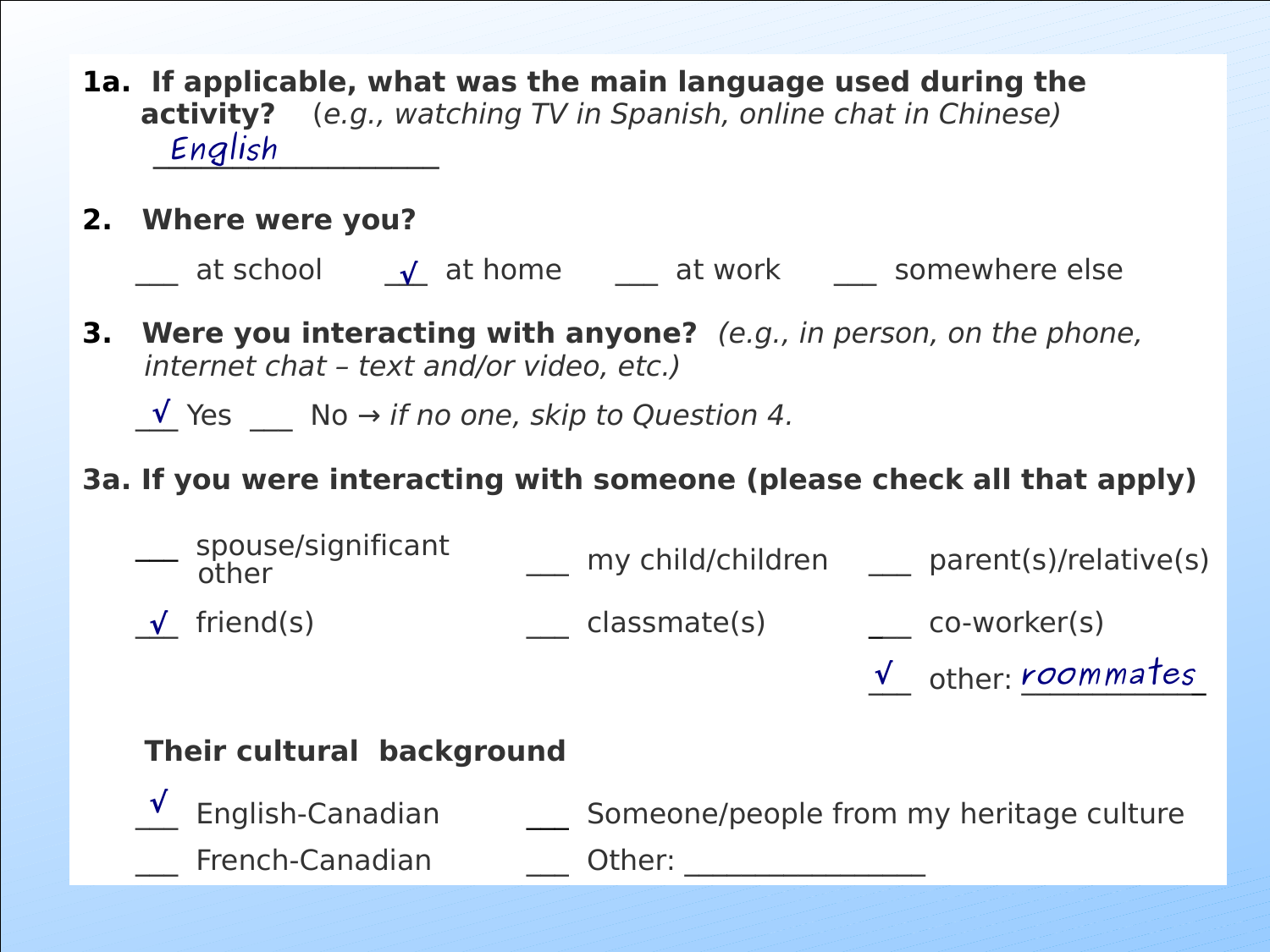**1a. If applicable, what was the main language used during the activity?** (*e.g., watching TV in Spanish, online chat in Chinese)*

English

**2. Where were you?**

___ at school  √ at home  ___ at work  ___ somewhere else

**3. Were you interacting with anyone?** *(e.g., in person, on the phone, internet chat – text and/or video, etc.)*

√ Yes  ___ No → *if no one, skip to Question 4.*

**3a. If you were interacting with someone (please check all that apply)**

___ spouse/significant other  ___ my child/children  ___ parent(s)/relative(s)

√ friend(s)  ___ classmate(s)  ___ co-worker(s)

√ other: roommates

**Their cultural background**

√ English-Canadian  ___ Someone/people from my heritage culture

___ French-Canadian  ___ Other: ________________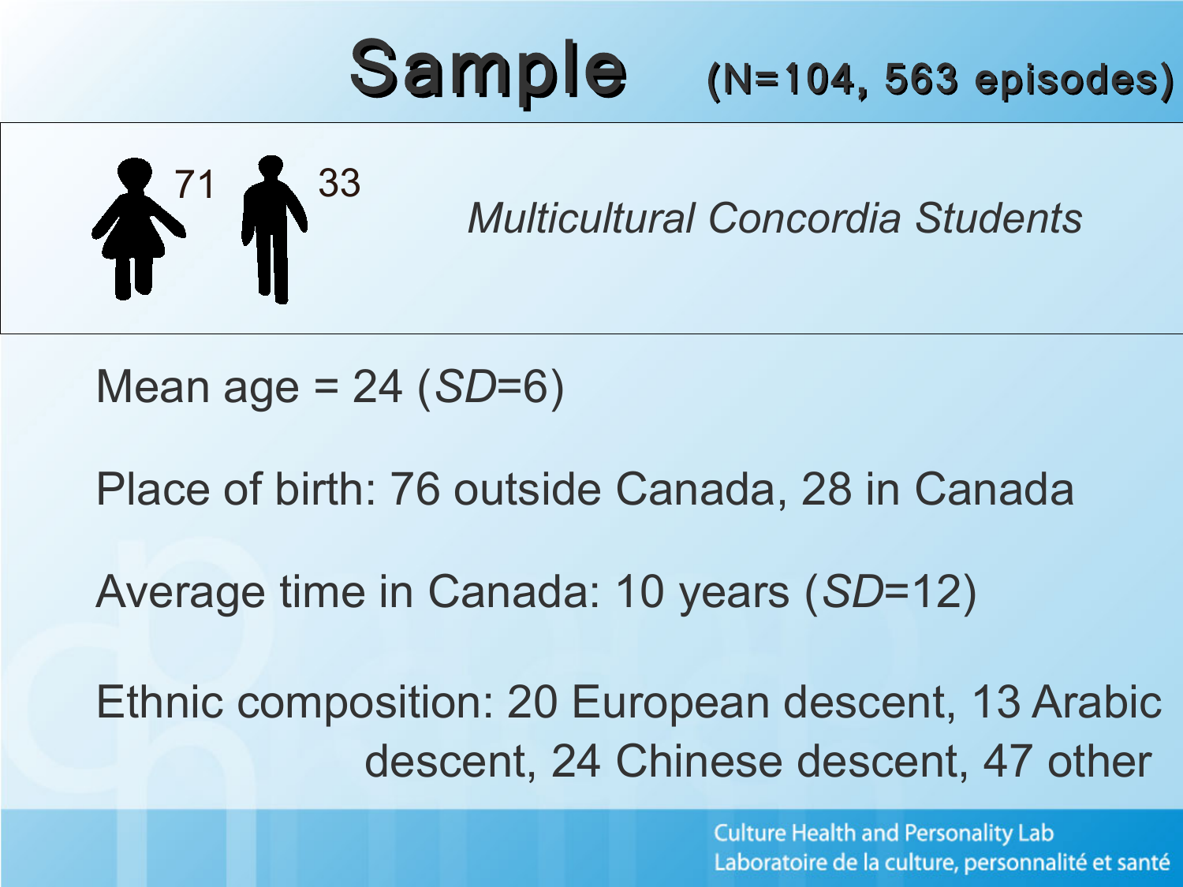# Sample (N=104, 563 episodes)

71 33

*Multicultural Concordia Students*

Mean age = 24 (*SD*=6)

Place of birth: 76 outside Canada, 28 in Canada

Average time in Canada: 10 years (*SD*=12)

Ethnic composition: 20 European descent, 13 Arabic descent, 24 Chinese descent, 47 other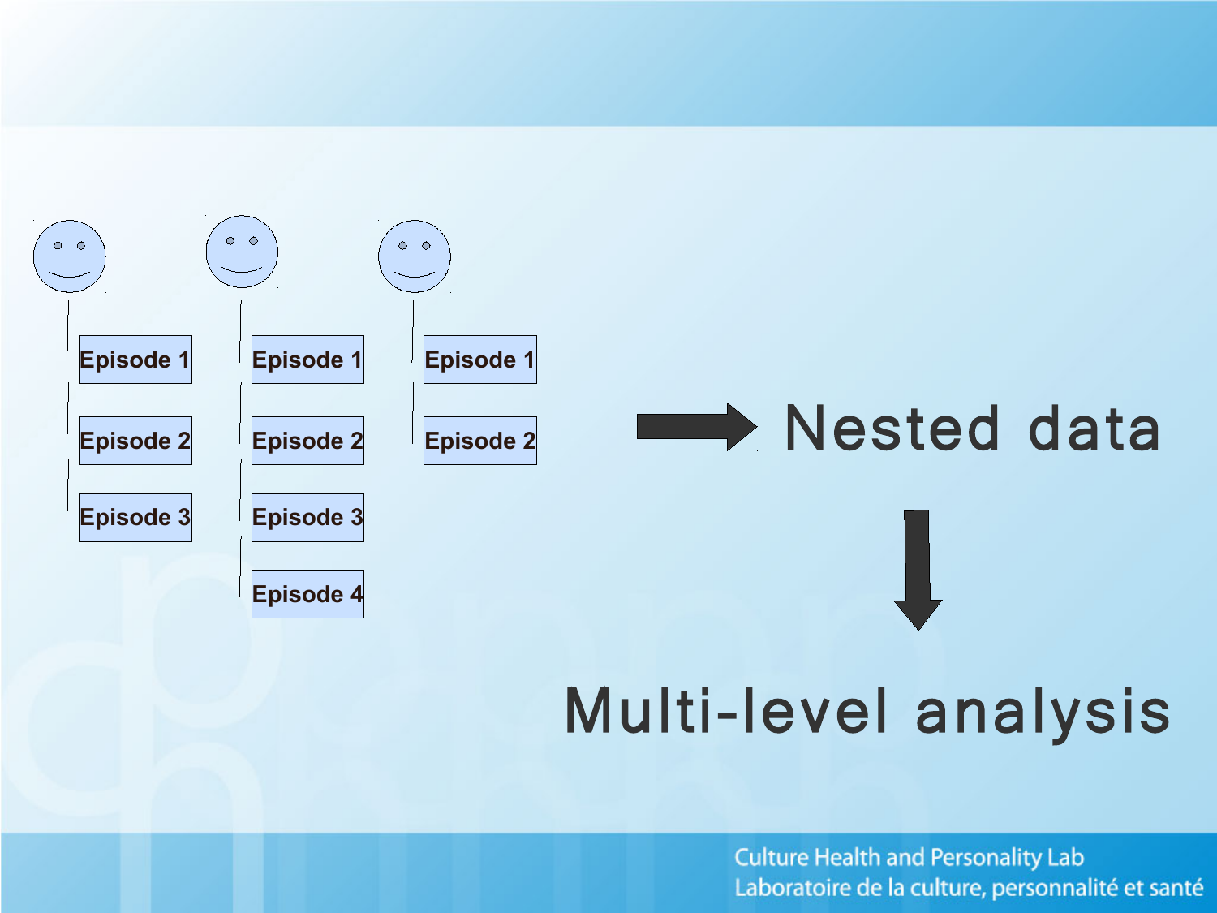Episode 1 | Episode 1 | Episode 1
Episode 2 | Episode 2 | Episode 2
Episode 3 | Episode 3
Episode 4

→ Nested data

↓

Multi-level analysis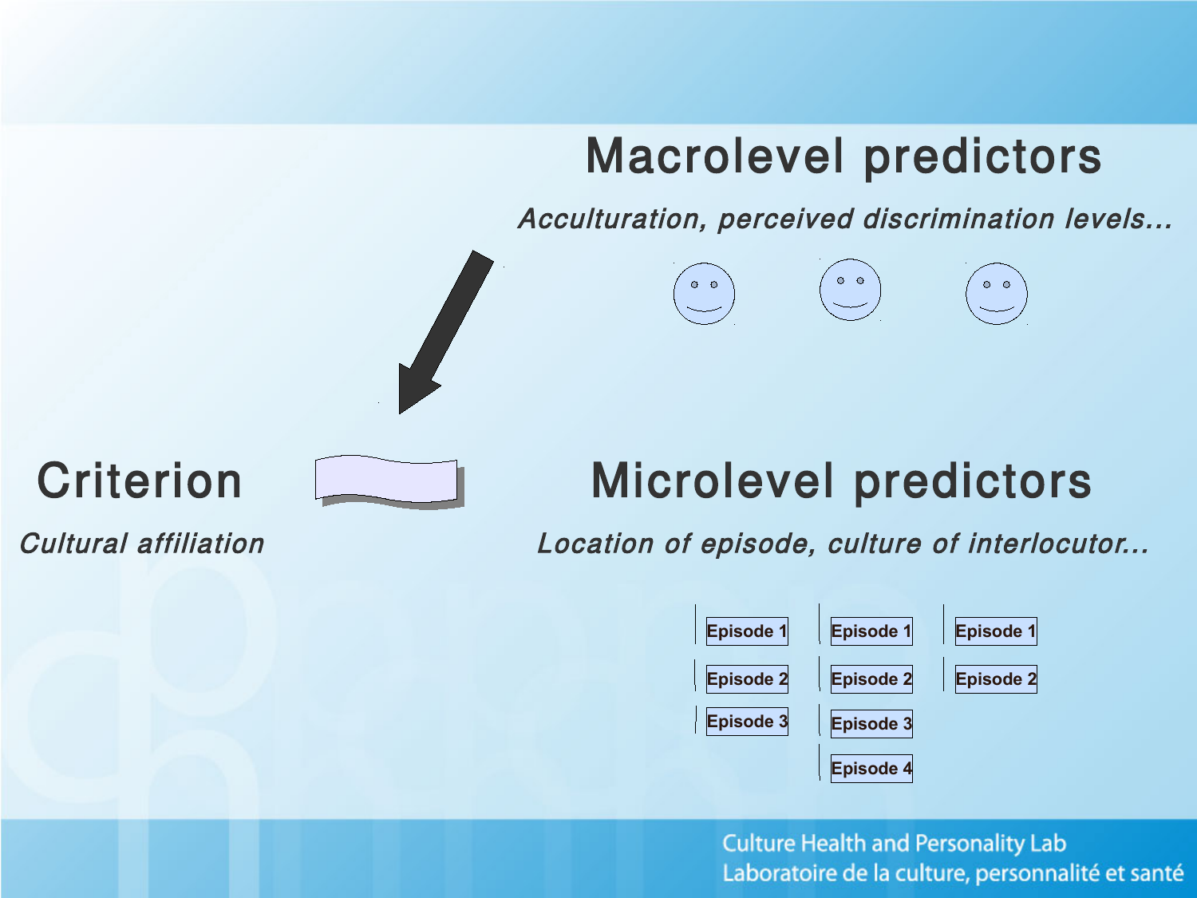## Macrolevel predictors

*Acculturation, perceived discrimination levels...*

## Criterion

*Cultural affiliation*

## Microlevel predictors

*Location of episode, culture of interlocutor...*

Episode 1
Episode 2
Episode 3

Episode 1
Episode 2
Episode 3
Episode 4

Episode 1
Episode 2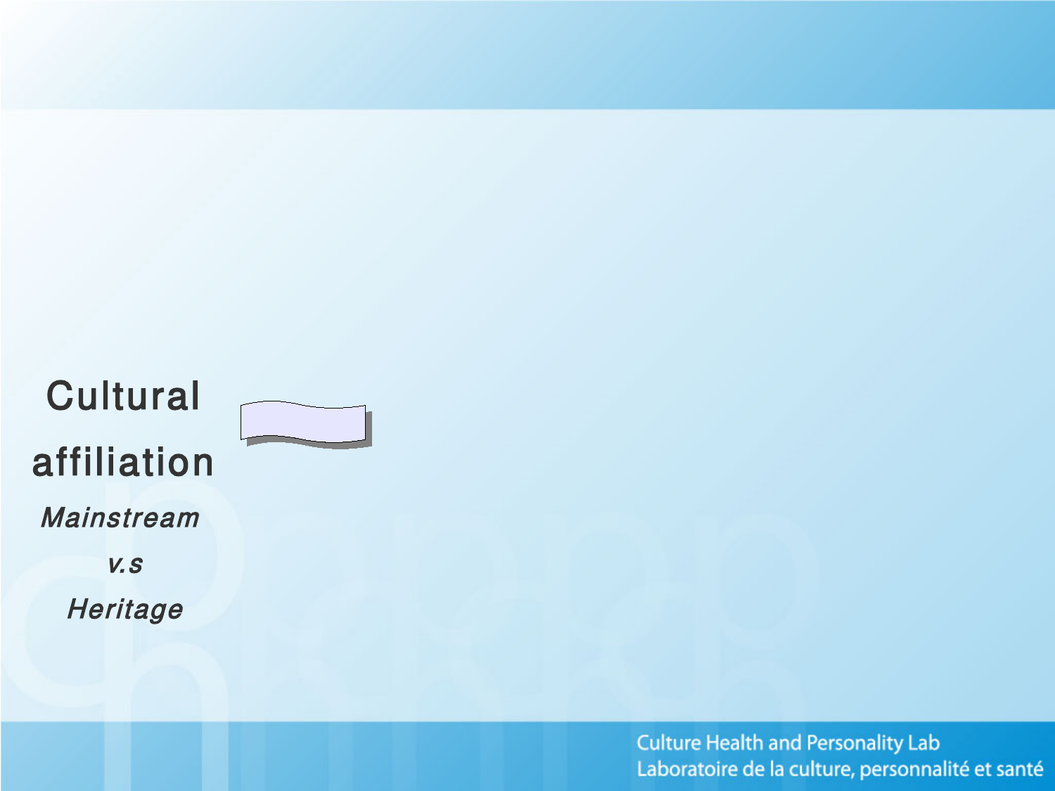**Cultural affiliation**

*Mainstream*

*v.s*

*Heritage*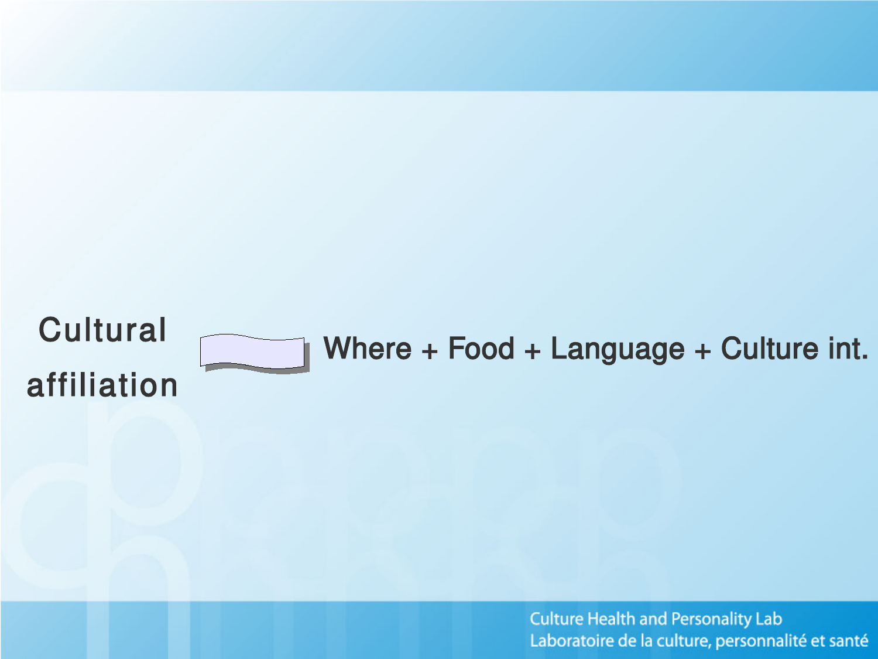Cultural affiliation → Where + Food + Language + Culture int.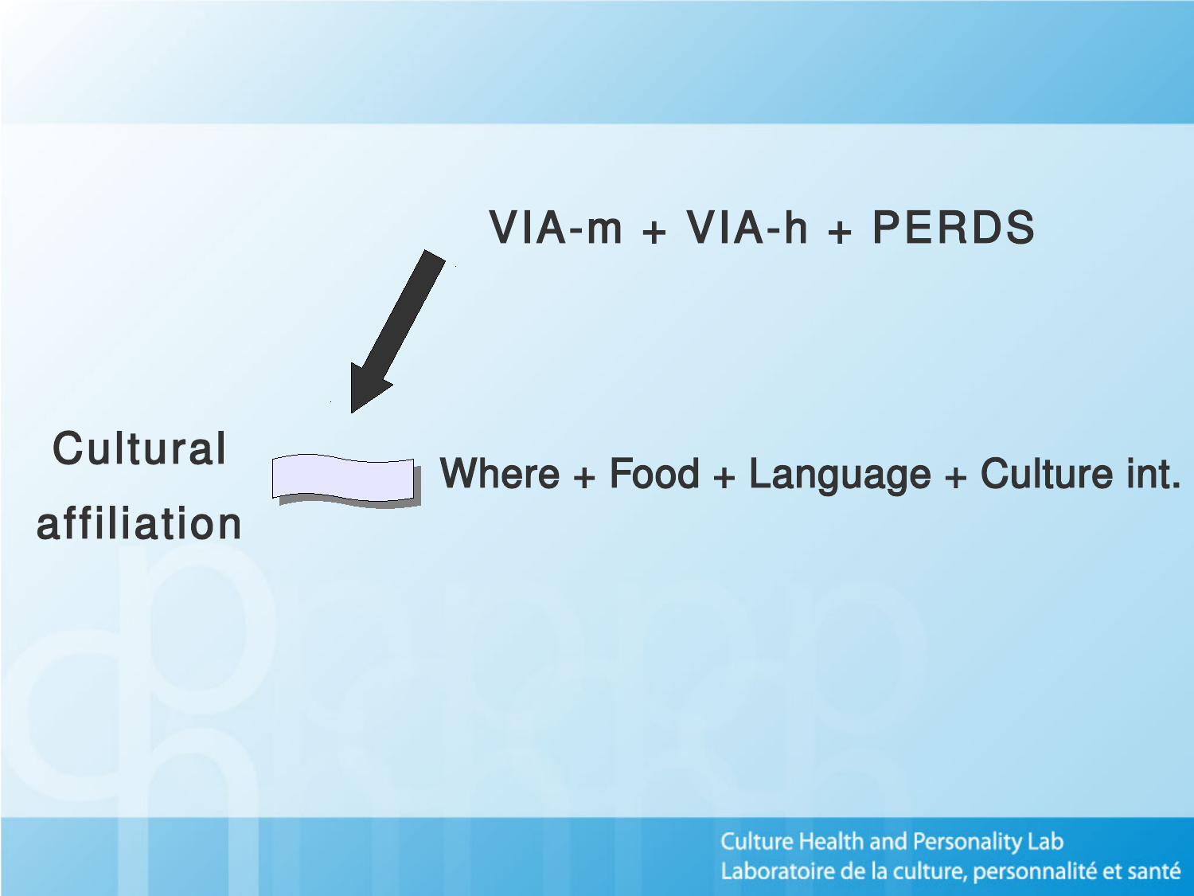VIA-m + VIA-h + PERDS

Cultural affiliation

Where + Food + Language + Culture int.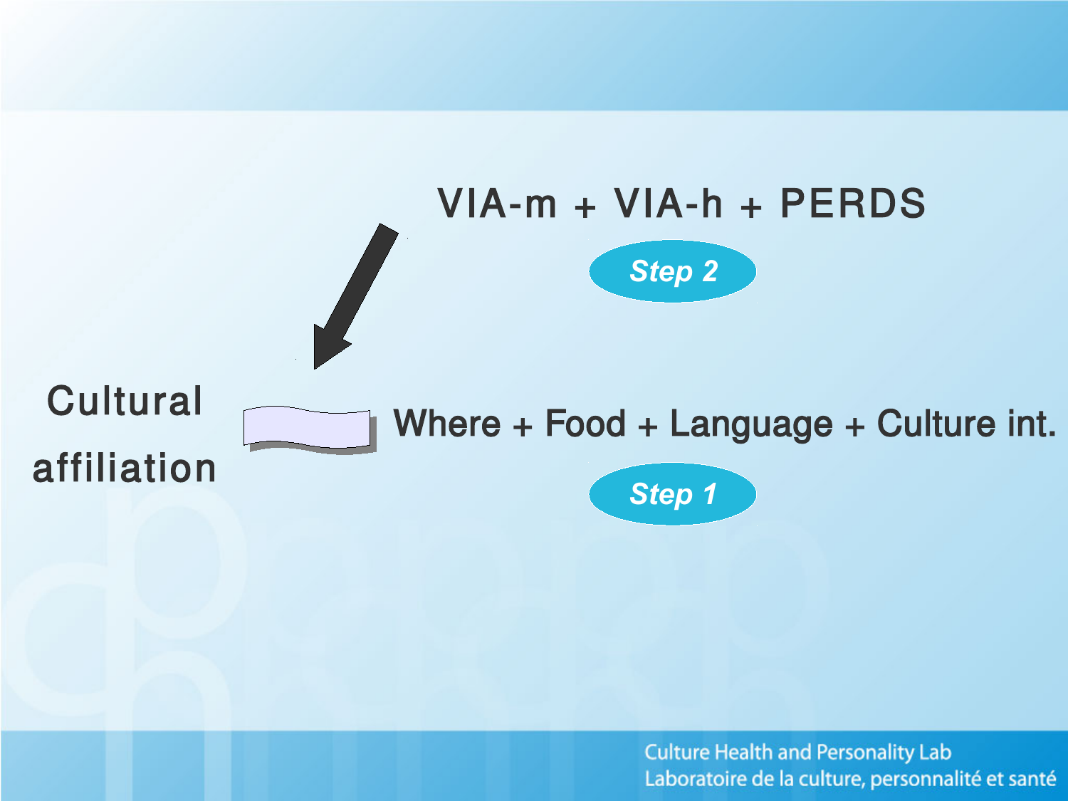VIA-m + VIA-h + PERDS

**Step 2**

Cultural affiliation

Where + Food + Language + Culture int.

**Step 1**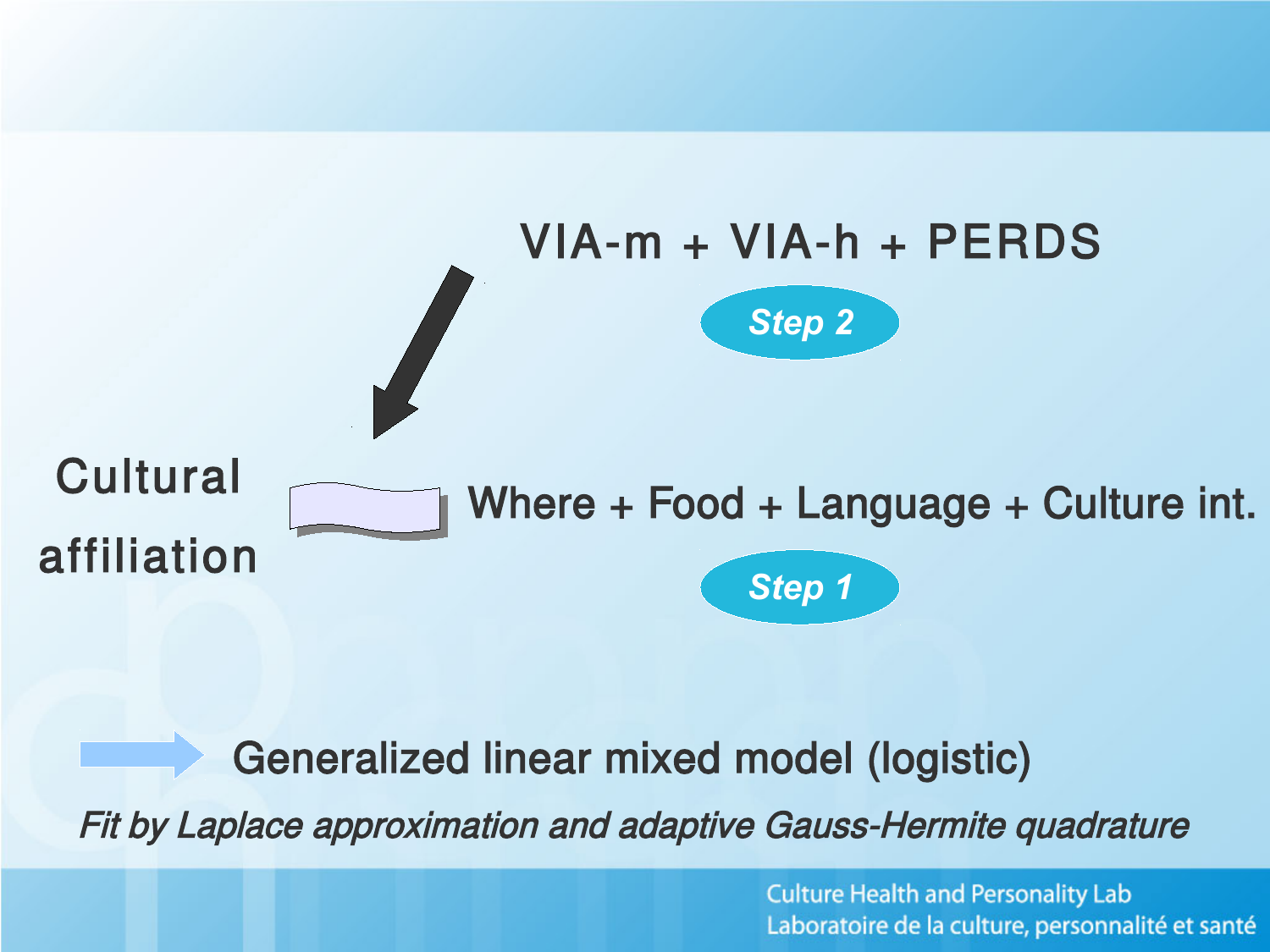VIA-m + VIA-h + PERDS

**Step 2**

Cultural affiliation

Where + Food + Language + Culture int.

**Step 1**

Generalized linear mixed model (logistic)

*Fit by Laplace approximation and adaptive Gauss-Hermite quadrature*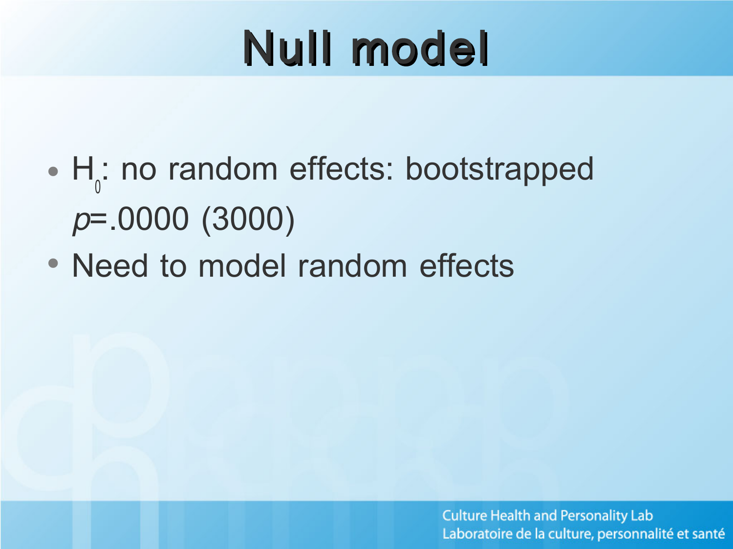# Null model

- $H_0$: no random effects: bootstrapped $p$=.0000 (3000)
- Need to model random effects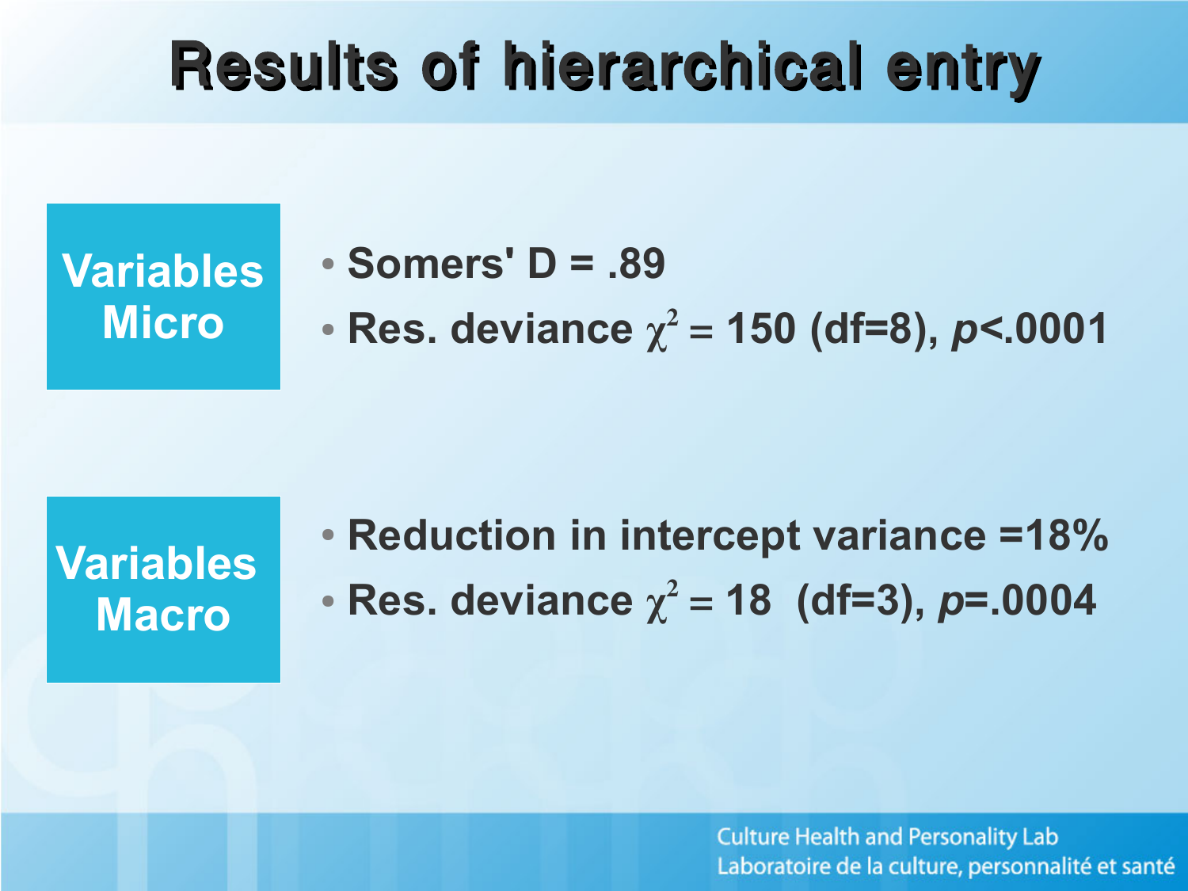# Results of hierarchical entry

**Variables Micro**

- Somers' D = .89
- Res. deviance $\chi^2 = 150$ (df=8), $p<.0001$

**Variables Macro**

- Reduction in intercept variance =18%
- Res. deviance $\chi^2 = 18$ (df=3), $p=.0004$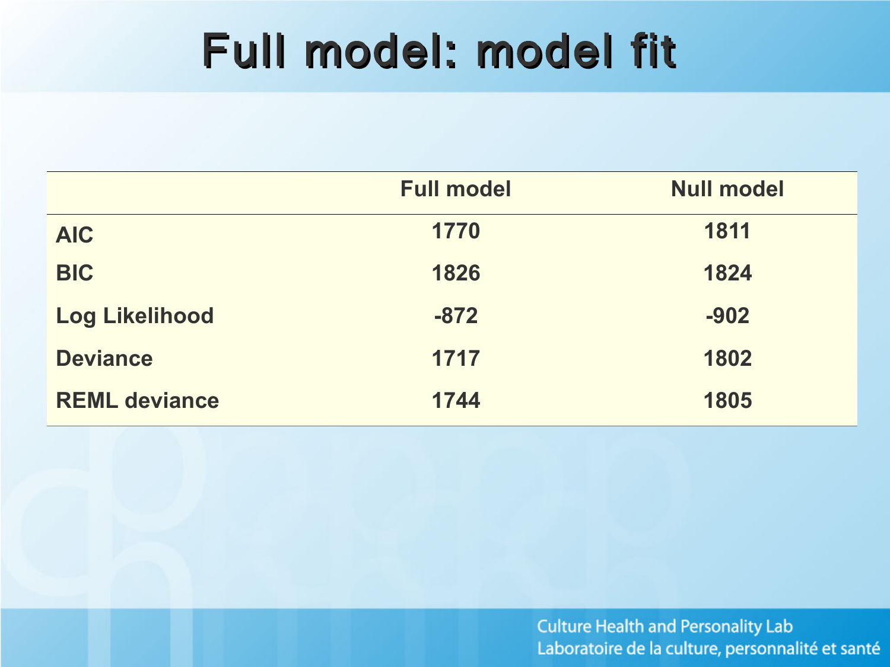# Full model: model fit

| | Full model | Null model |
|---|---|---|
| AIC | 1770 | 1811 |
| BIC | 1826 | 1824 |
| Log Likelihood | -872 | -902 |
| Deviance | 1717 | 1802 |
| REML deviance | 1744 | 1805 |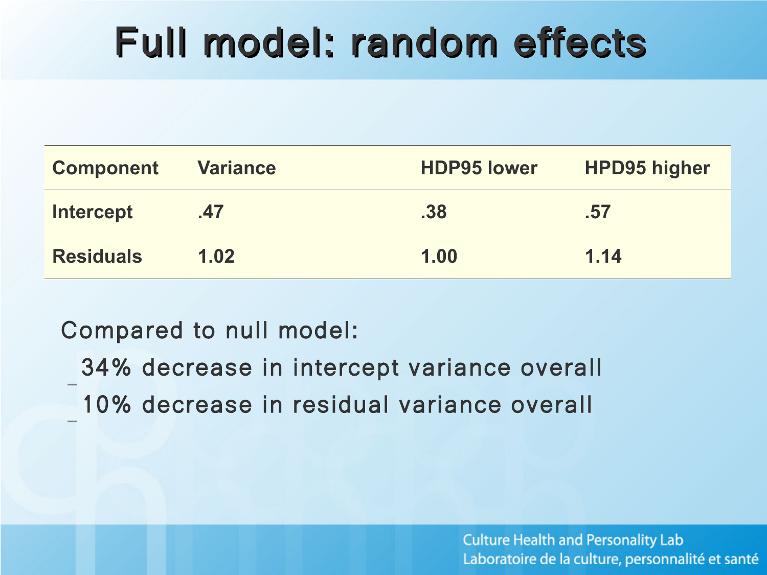# Full model: random effects

| Component | Variance | HDP95 lower | HPD95 higher |
| --- | --- | --- | --- |
| Intercept | .47 | .38 | .57 |
| Residuals | 1.02 | 1.00 | 1.14 |

Compared to null model:

- 34% decrease in intercept variance overall
- 10% decrease in residual variance overall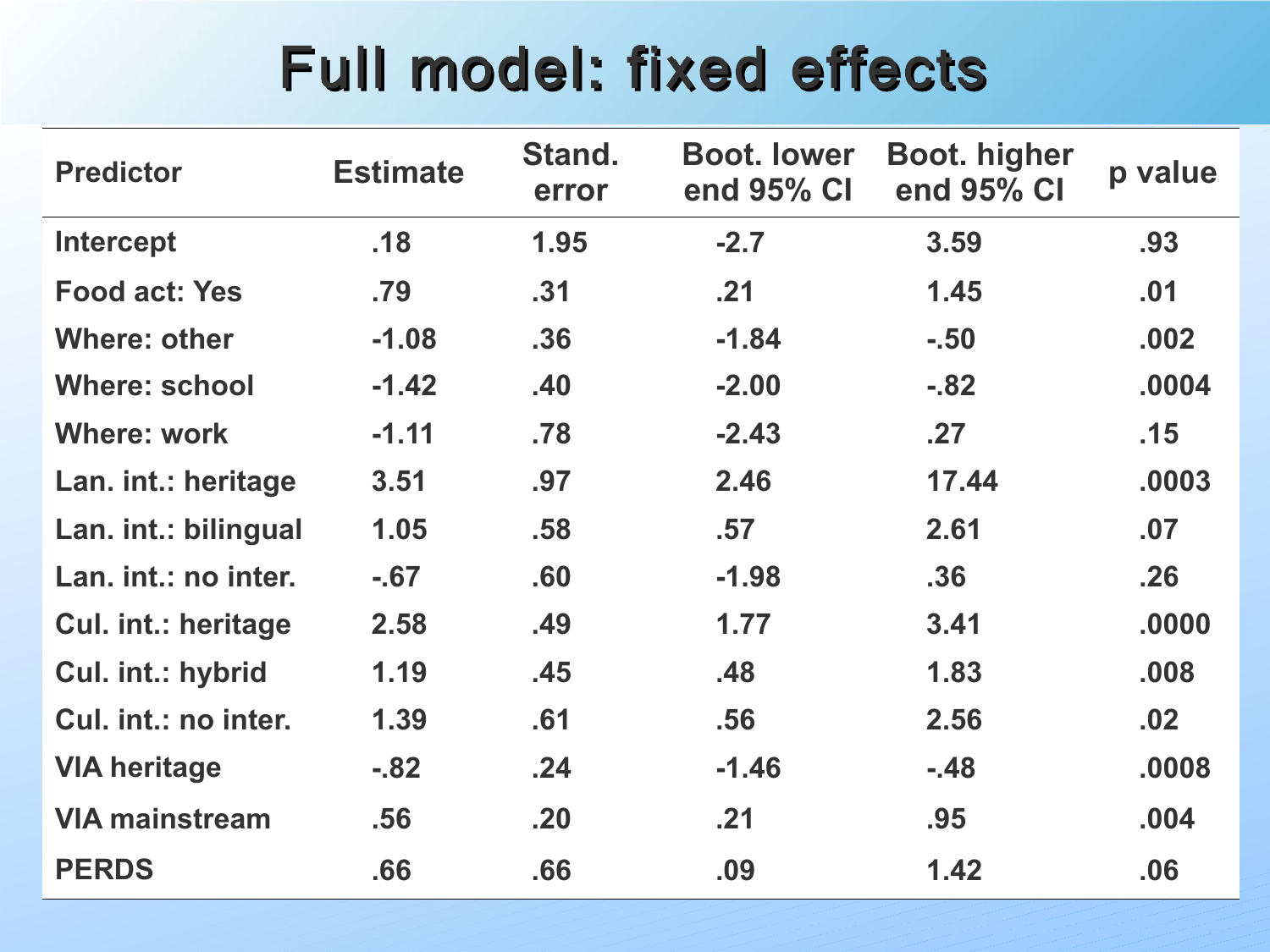# Full model: fixed effects

| Predictor | Estimate | Stand. error | Boot. lower end 95% CI | Boot. higher end 95% CI | p value |
|---|---|---|---|---|---|
| Intercept | .18 | 1.95 | -2.7 | 3.59 | .93 |
| Food act: Yes | .79 | .31 | .21 | 1.45 | .01 |
| Where: other | -1.08 | .36 | -1.84 | -.50 | .002 |
| Where: school | -1.42 | .40 | -2.00 | -.82 | .0004 |
| Where: work | -1.11 | .78 | -2.43 | .27 | .15 |
| Lan. int.: heritage | 3.51 | .97 | 2.46 | 17.44 | .0003 |
| Lan. int.: bilingual | 1.05 | .58 | .57 | 2.61 | .07 |
| Lan. int.: no inter. | -.67 | .60 | -1.98 | .36 | .26 |
| Cul. int.: heritage | 2.58 | .49 | 1.77 | 3.41 | .0000 |
| Cul. int.: hybrid | 1.19 | .45 | .48 | 1.83 | .008 |
| Cul. int.: no inter. | 1.39 | .61 | .56 | 2.56 | .02 |
| VIA heritage | -.82 | .24 | -1.46 | -.48 | .0008 |
| VIA mainstream | .56 | .20 | .21 | .95 | .004 |
| PERDS | .66 | .66 | .09 | 1.42 | .06 |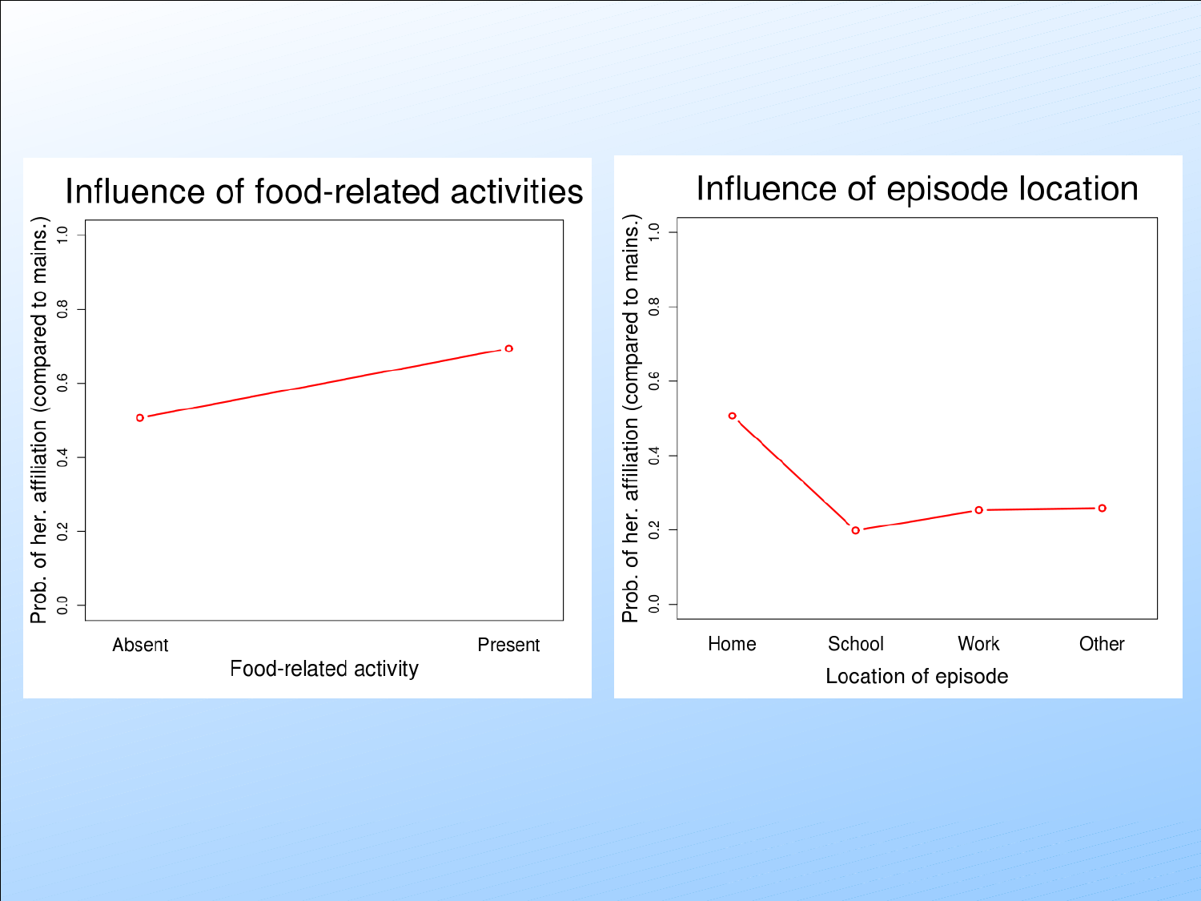## Influence of food-related activities

Prob. of her. affiliation (compared to mains.)

0.0 0.2 0.4 0.6 0.8 1.0

Absent Present

Food-related activity

## Influence of episode location

Prob. of her. affiliation (compared to mains.)

0.0 0.2 0.4 0.6 0.8 1.0

Home School Work Other

Location of episode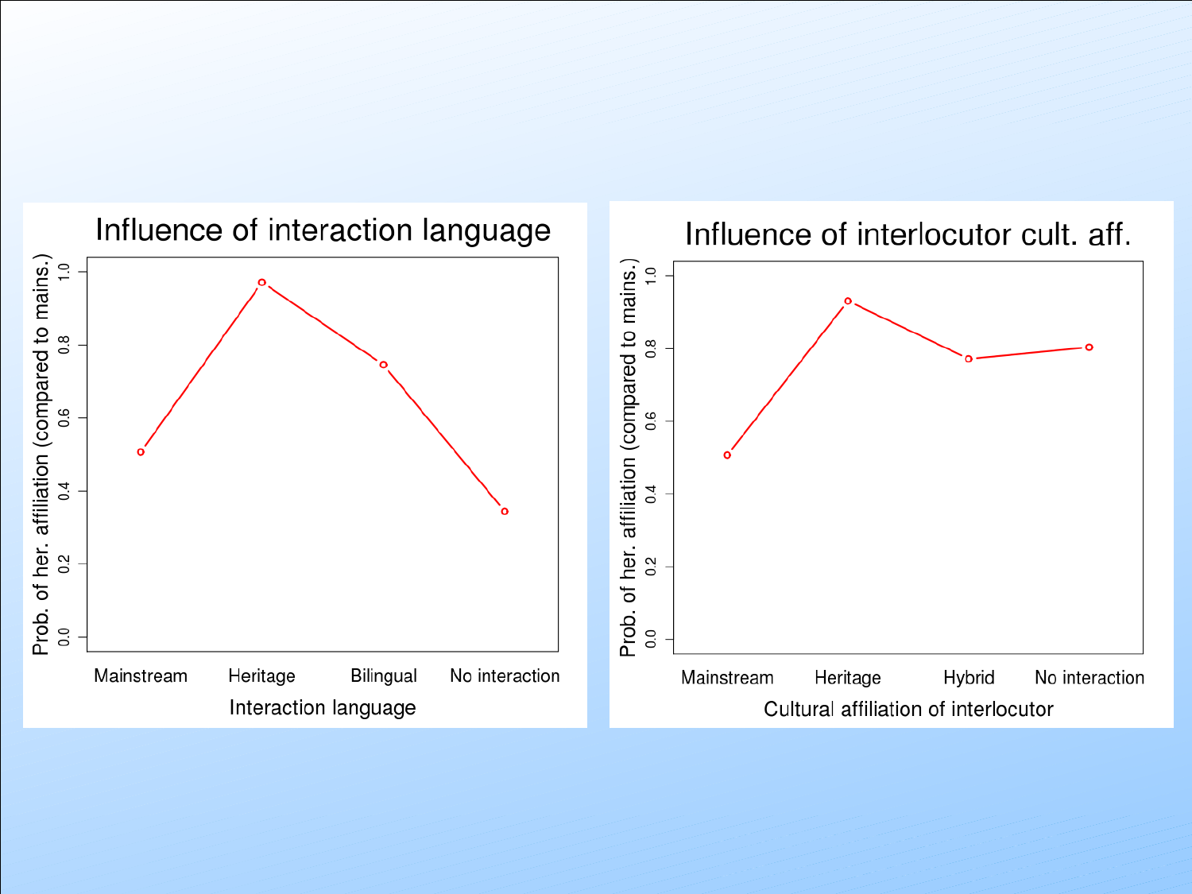## Influence of interaction language

Prob. of her. affiliation (compared to mains.)

Interaction language: Mainstream, Heritage, Bilingual, No interaction

## Influence of interlocutor cult. aff.

Prob. of her. affiliation (compared to mains.)

Cultural affiliation of interlocutor: Mainstream, Heritage, Hybrid, No interaction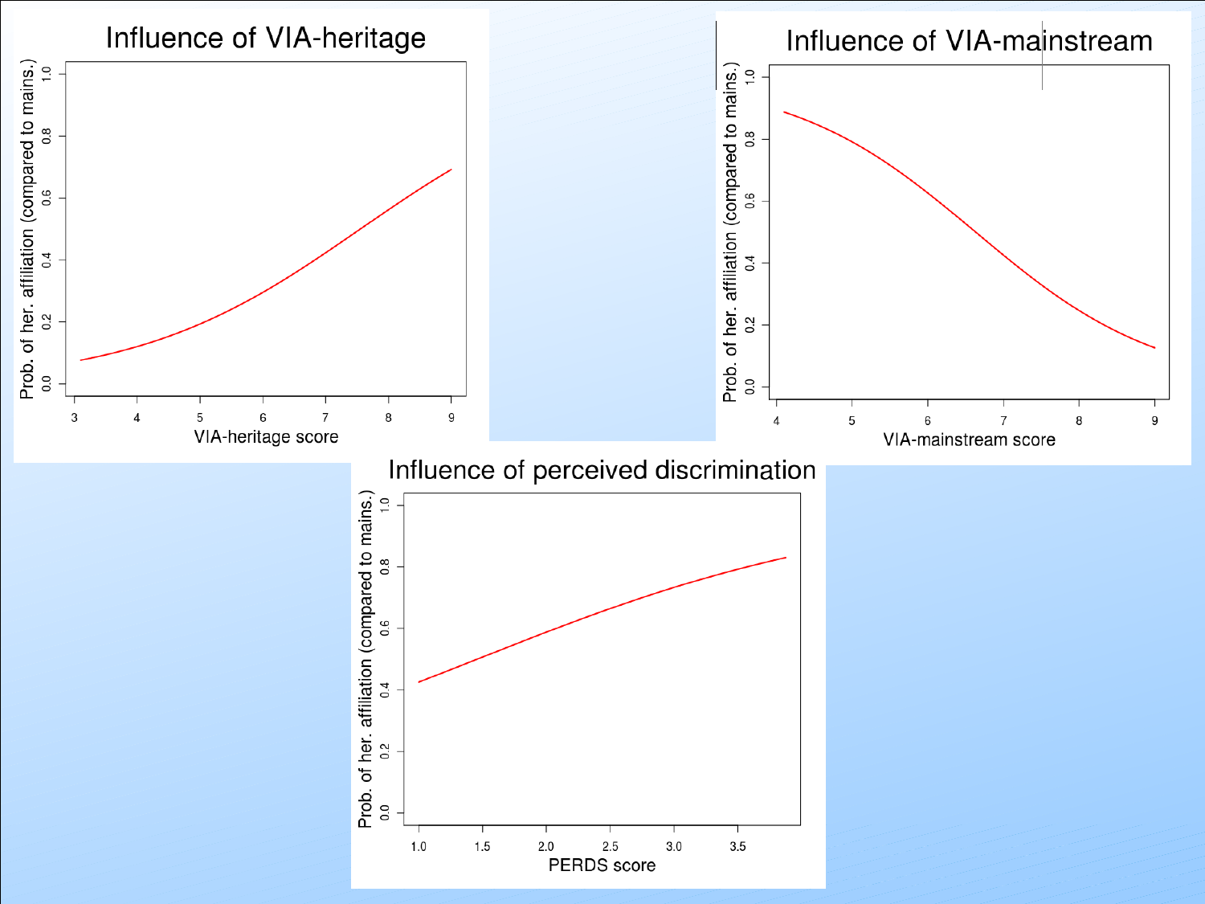## Influence of VIA-heritage

Prob. of her. affiliation (compared to mains.)

VIA-heritage score

## Influence of VIA-mainstream

Prob. of her. affiliation (compared to mains.)

VIA-mainstream score

## Influence of perceived discrimination

Prob. of her. affiliation (compared to mains.)

PERDS score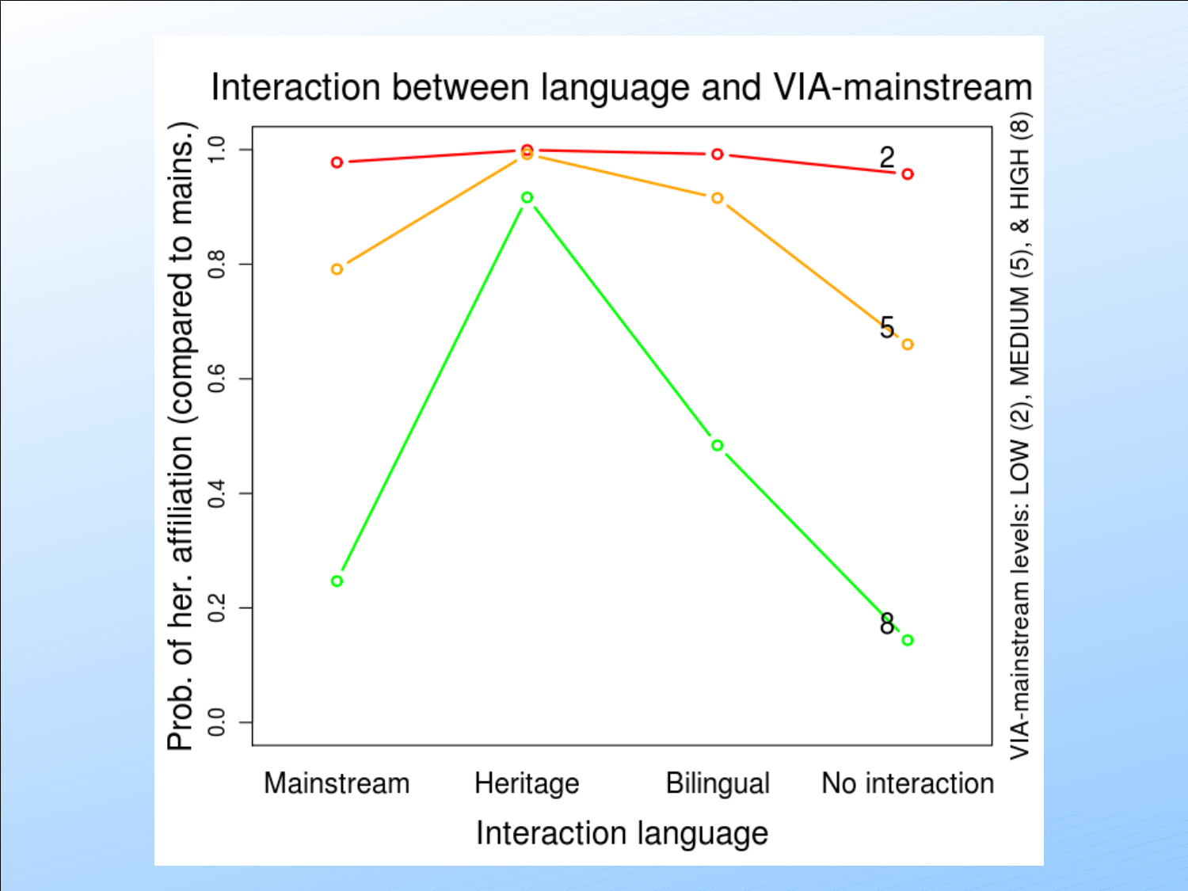# Interaction between language and VIA-mainstream

Prob. of her. affiliation (compared to mains.)

VIA-mainstream levels: LOW (2), MEDIUM (5), & HIGH (8)

Interaction language: Mainstream, Heritage, Bilingual, No interaction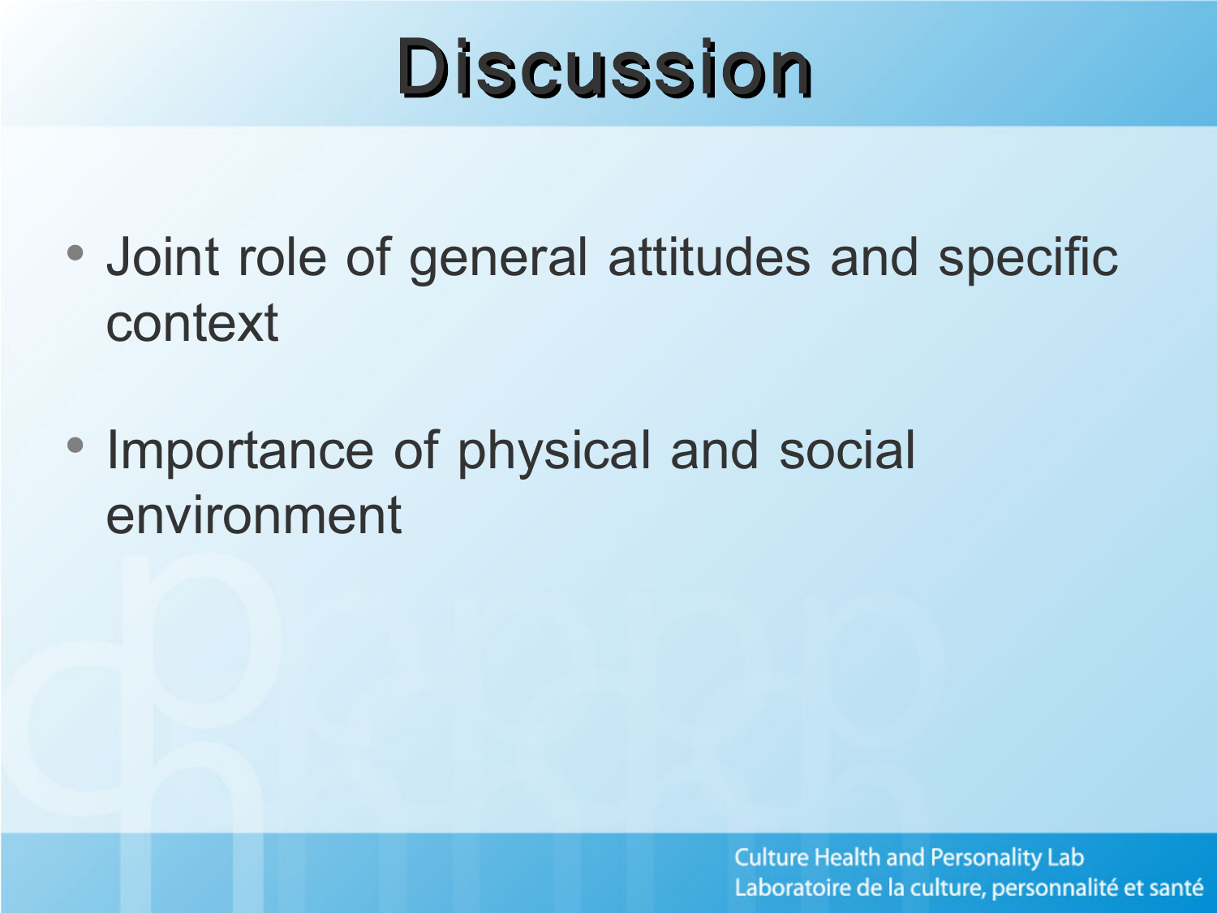# Discussion

- Joint role of general attitudes and specific context
- Importance of physical and social environment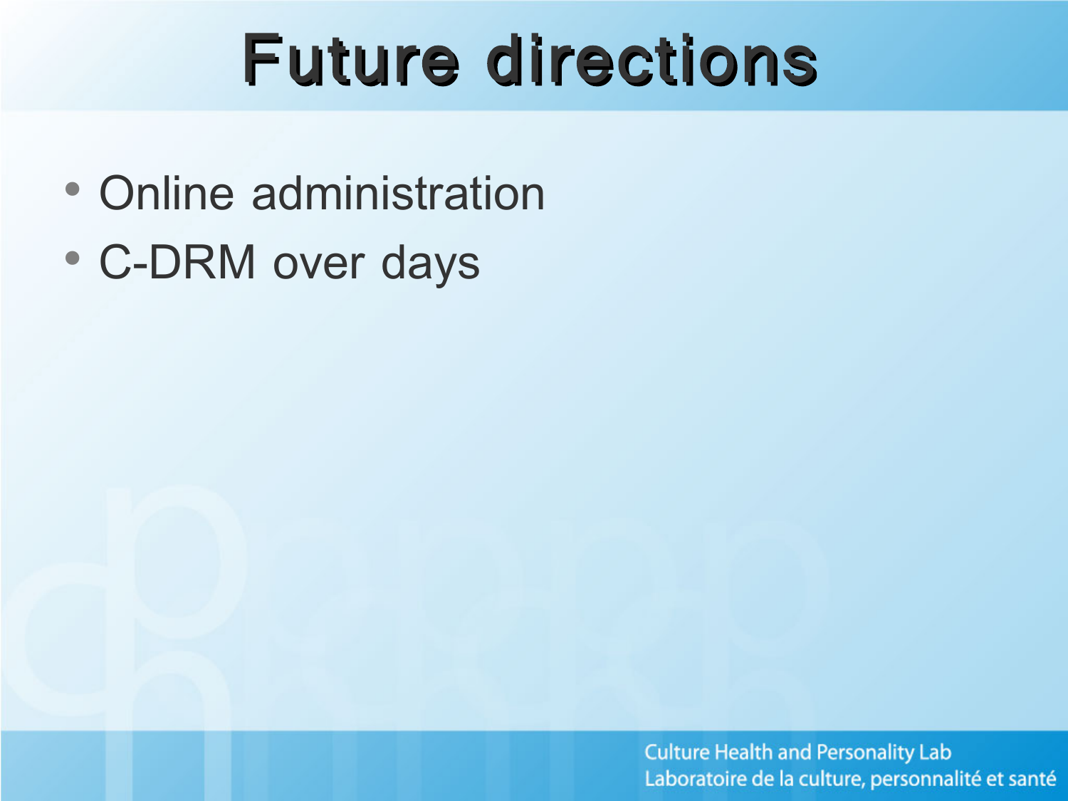# Future directions

- Online administration
- C-DRM over days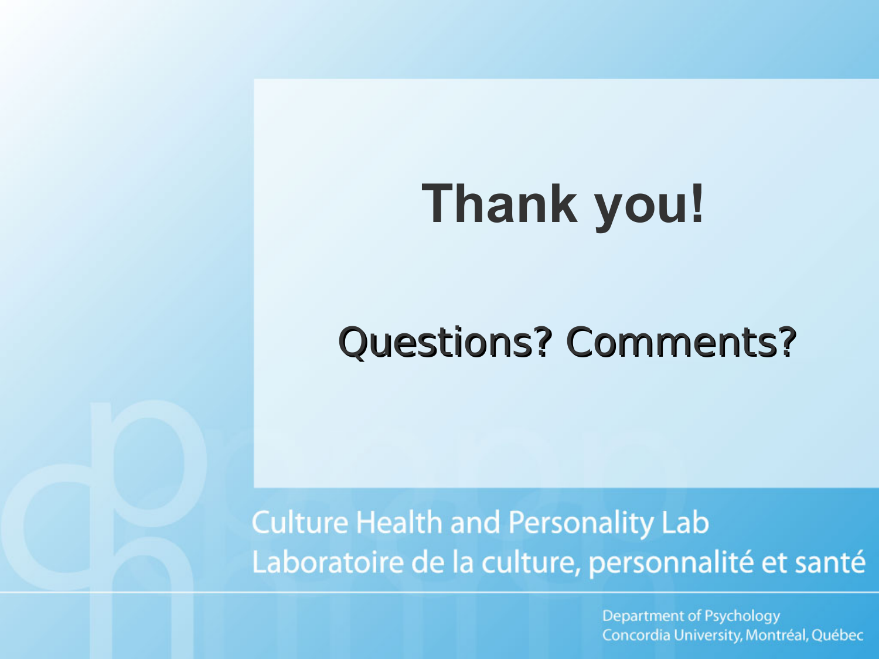# Thank you!

Questions? Comments?

Culture Health and Personality Lab
Laboratoire de la culture, personnalité et santé

Department of Psychology
Concordia University, Montréal, Québec